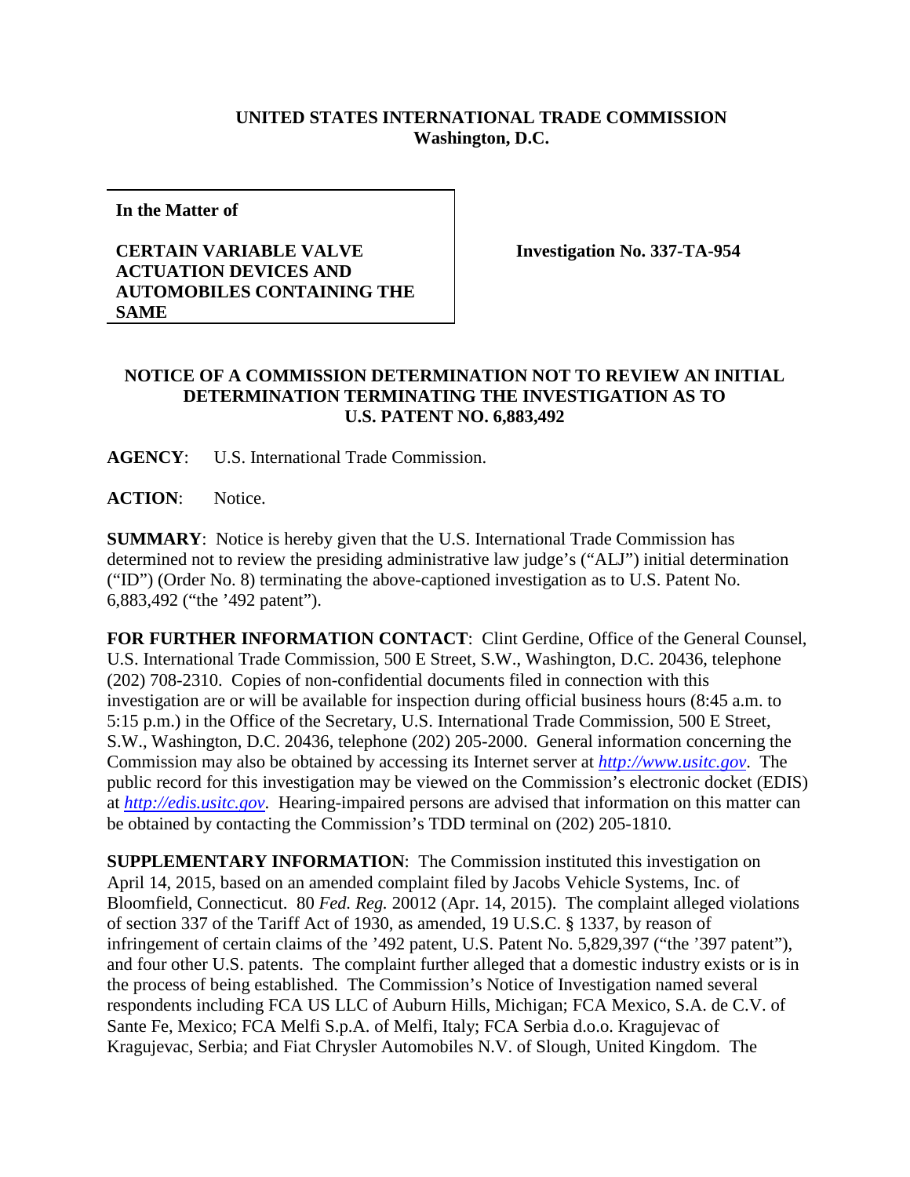**UNITED STATES INTERNATIONAL TRADE COMMISSION**
**Washington, D.C.**

| **In the Matter of**<br><br>**CERTAIN VARIABLE VALVE ACTUATION DEVICES AND AUTOMOBILES CONTAINING THE SAME** | **Investigation No. 337-TA-954** |
|---|---|

**NOTICE OF A COMMISSION DETERMINATION NOT TO REVIEW AN INITIAL DETERMINATION TERMINATING THE INVESTIGATION AS TO U.S. PATENT NO. 6,883,492**

**AGENCY**: U.S. International Trade Commission.

**ACTION**: Notice.

**SUMMARY**: Notice is hereby given that the U.S. International Trade Commission has determined not to review the presiding administrative law judge's ("ALJ") initial determination ("ID") (Order No. 8) terminating the above-captioned investigation as to U.S. Patent No. 6,883,492 ("the '492 patent").

**FOR FURTHER INFORMATION CONTACT**: Clint Gerdine, Office of the General Counsel, U.S. International Trade Commission, 500 E Street, S.W., Washington, D.C. 20436, telephone (202) 708-2310. Copies of non-confidential documents filed in connection with this investigation are or will be available for inspection during official business hours (8:45 a.m. to 5:15 p.m.) in the Office of the Secretary, U.S. International Trade Commission, 500 E Street, S.W., Washington, D.C. 20436, telephone (202) 205-2000. General information concerning the Commission may also be obtained by accessing its Internet server at *http://www.usitc.gov*. The public record for this investigation may be viewed on the Commission's electronic docket (EDIS) at *http://edis.usitc.gov*. Hearing-impaired persons are advised that information on this matter can be obtained by contacting the Commission's TDD terminal on (202) 205-1810.

**SUPPLEMENTARY INFORMATION**: The Commission instituted this investigation on April 14, 2015, based on an amended complaint filed by Jacobs Vehicle Systems, Inc. of Bloomfield, Connecticut. 80 *Fed. Reg.* 20012 (Apr. 14, 2015). The complaint alleged violations of section 337 of the Tariff Act of 1930, as amended, 19 U.S.C. § 1337, by reason of infringement of certain claims of the '492 patent, U.S. Patent No. 5,829,397 ("the '397 patent"), and four other U.S. patents. The complaint further alleged that a domestic industry exists or is in the process of being established. The Commission's Notice of Investigation named several respondents including FCA US LLC of Auburn Hills, Michigan; FCA Mexico, S.A. de C.V. of Sante Fe, Mexico; FCA Melfi S.p.A. of Melfi, Italy; FCA Serbia d.o.o. Kragujevac of Kragujevac, Serbia; and Fiat Chrysler Automobiles N.V. of Slough, United Kingdom. The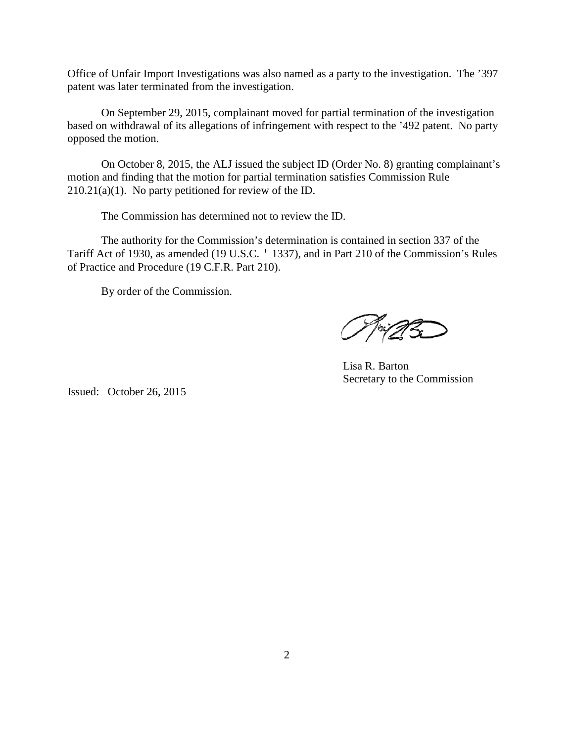Office of Unfair Import Investigations was also named as a party to the investigation. The '397 patent was later terminated from the investigation.

On September 29, 2015, complainant moved for partial termination of the investigation based on withdrawal of its allegations of infringement with respect to the '492 patent. No party opposed the motion.

On October 8, 2015, the ALJ issued the subject ID (Order No. 8) granting complainant's motion and finding that the motion for partial termination satisfies Commission Rule 210.21(a)(1). No party petitioned for review of the ID.

The Commission has determined not to review the ID.

The authority for the Commission's determination is contained in section 337 of the Tariff Act of 1930, as amended (19 U.S.C. ' 1337), and in Part 210 of the Commission's Rules of Practice and Procedure (19 C.F.R. Part 210).

By order of the Commission.

Lisa R. Barton
Secretary to the Commission

Issued: October 26, 2015